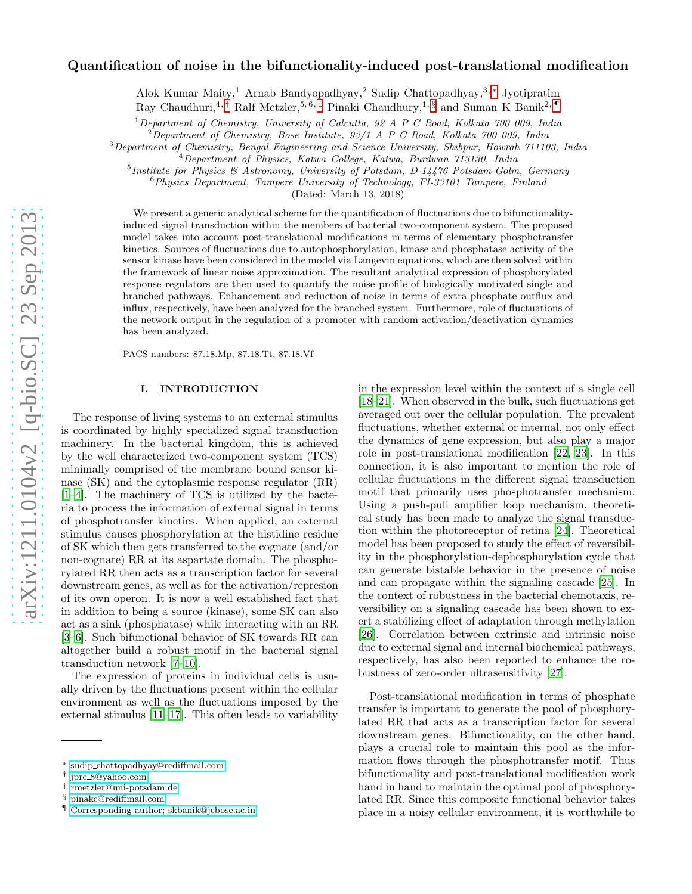# Quantification of noise in the bifunctionality-induced post-translational modification

Alok Kumar Maity,[1] Arnab Bandyopadhyay,[2] Sudip Chattopadhyay,[3,*] Jyotipratim Ray Chaudhuri,[4,†] Ralf Metzler,[5,6,‡] Pinaki Chaudhury,[1,§] and Suman K Banik[2,¶]

[1] Department of Chemistry, University of Calcutta, 92 A P C Road, Kolkata 700 009, India
[2] Department of Chemistry, Bose Institute, 93/1 A P C Road, Kolkata 700 009, India
[3] Department of Chemistry, Bengal Engineering and Science University, Shibpur, Howrah 711103, India
[4] Department of Physics, Katwa College, Katwa, Burdwan 713130, India
[5] Institute for Physics & Astronomy, University of Potsdam, D-14476 Potsdam-Golm, Germany
[6] Physics Department, Tampere University of Technology, FI-33101 Tampere, Finland

(Dated: March 13, 2018)

We present a generic analytical scheme for the quantification of fluctuations due to bifunctionality-induced signal transduction within the members of bacterial two-component system. The proposed model takes into account post-translational modifications in terms of elementary phosphotransfer kinetics. Sources of fluctuations due to autophosphorylation, kinase and phosphatase activity of the sensor kinase have been considered in the model via Langevin equations, which are then solved within the framework of linear noise approximation. The resultant analytical expression of phosphorylated response regulators are then used to quantify the noise profile of biologically motivated single and branched pathways. Enhancement and reduction of noise in terms of extra phosphate outflux and influx, respectively, have been analyzed for the branched system. Furthermore, role of fluctuations of the network output in the regulation of a promoter with random activation/deactivation dynamics has been analyzed.

PACS numbers: 87.18.Mp, 87.18.Tt, 87.18.Vf

## I. INTRODUCTION

The response of living systems to an external stimulus is coordinated by highly specialized signal transduction machinery. In the bacterial kingdom, this is achieved by the well characterized two-component system (TCS) minimally comprised of the membrane bound sensor kinase (SK) and the cytoplasmic response regulator (RR) [1–4]. The machinery of TCS is utilized by the bacteria to process the information of external signal in terms of phosphotransfer kinetics. When applied, an external stimulus causes phosphorylation at the histidine residue of SK which then gets transferred to the cognate (and/or non-cognate) RR at its aspartate domain. The phosphorylated RR then acts as a transcription factor for several downstream genes, as well as for the activation/represion of its own operon. It is now a well established fact that in addition to being a source (kinase), some SK can also act as a sink (phosphatase) while interacting with an RR [3–6]. Such bifunctional behavior of SK towards RR can altogether build a robust motif in the bacterial signal transduction network [7–10].

The expression of proteins in individual cells is usually driven by the fluctuations present within the cellular environment as well as the fluctuations imposed by the external stimulus [11–17]. This often leads to variability in the expression level within the context of a single cell [18–21]. When observed in the bulk, such fluctuations get averaged out over the cellular population. The prevalent fluctuations, whether external or internal, not only effect the dynamics of gene expression, but also play a major role in post-translational modification [22, 23]. In this connection, it is also important to mention the role of cellular fluctuations in the different signal transduction motif that primarily uses phosphotransfer mechanism. Using a push-pull amplifier loop mechanism, theoretical study has been made to analyze the signal transduction within the photoreceptor of retina [24]. Theoretical model has been proposed to study the effect of reversibility in the phosphorylation-dephosphorylation cycle that can generate bistable behavior in the presence of noise and can propagate within the signaling cascade [25]. In the context of robustness in the bacterial chemotaxis, reversibility on a signaling cascade has been shown to exert a stabilizing effect of adaptation through methylation [26]. Correlation between extrinsic and intrinsic noise due to external signal and internal biochemical pathways, respectively, has also been reported to enhance the robustness of zero-order ultrasensitivity [27].

Post-translational modification in terms of phosphate transfer is important to generate the pool of phosphorylated RR that acts as a transcription factor for several downstream genes. Bifunctionality, on the other hand, plays a crucial role to maintain this pool as the information flows through the phosphotransfer motif. Thus bifunctionality and post-translational modification work hand in hand to maintain the optimal pool of phosphorylated RR. Since this composite functional behavior takes place in a noisy cellular environment, it is worthwhile to

---

* sudip_chattopadhyay@rediffmail.com
† jprc_8@yahoo.com
‡ rmetzler@uni-potsdam.de
§ pinakc@rediffmail.com
¶ Corresponding author; skbanik@jcbose.ac.in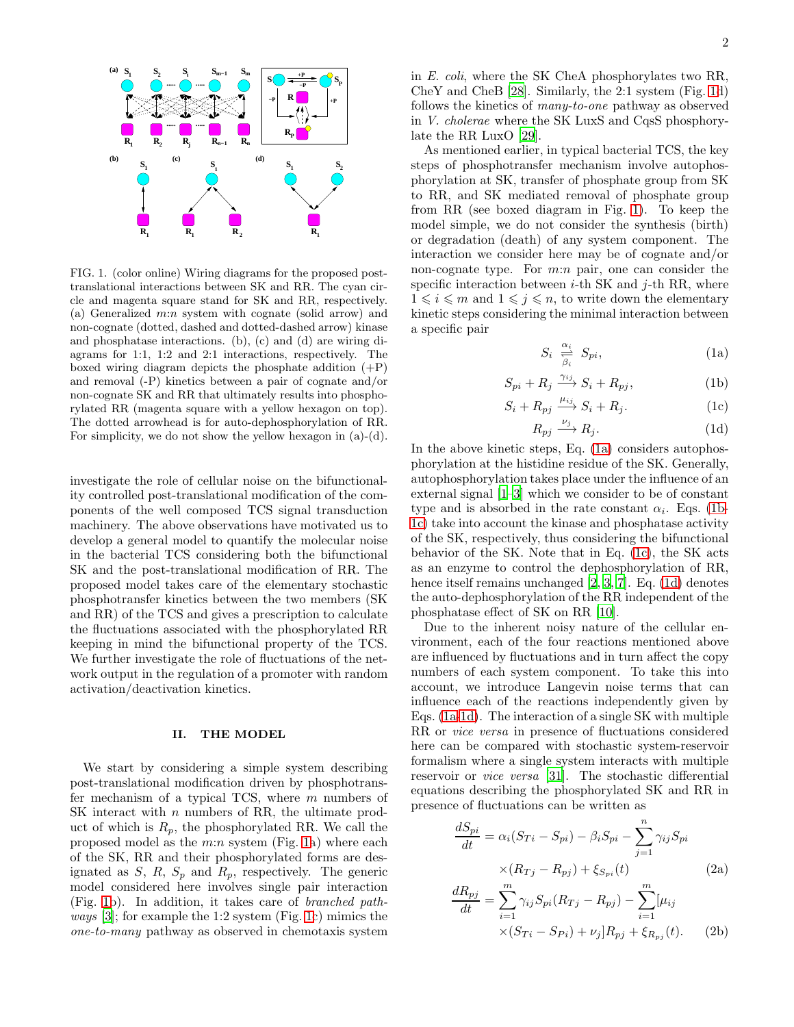FIG. 1. (color online) Wiring diagrams for the proposed post-translational interactions between SK and RR. The cyan circle and magenta square stand for SK and RR, respectively. (a) Generalized $m$:$n$ system with cognate (solid arrow) and non-cognate (dotted, dashed and dotted-dashed arrow) kinase and phosphatase interactions. (b), (c) and (d) are wiring diagrams for 1:1, 1:2 and 2:1 interactions, respectively. The boxed wiring diagram depicts the phosphate addition (+P) and removal (-P) kinetics between a pair of cognate and/or non-cognate SK and RR that ultimately results into phosphorylated RR (magenta square with a yellow hexagon on top). The dotted arrowhead is for auto-dephosphorylation of RR. For simplicity, we do not show the yellow hexagon in (a)-(d).

investigate the role of cellular noise on the bifunctionality controlled post-translational modification of the components of the well composed TCS signal transduction machinery. The above observations have motivated us to develop a general model to quantify the molecular noise in the bacterial TCS considering both the bifunctional SK and the post-translational modification of RR. The proposed model takes care of the elementary stochastic phosphotransfer kinetics between the two members (SK and RR) of the TCS and gives a prescription to calculate the fluctuations associated with the phosphorylated RR keeping in mind the bifunctional property of the TCS. We further investigate the role of fluctuations of the network output in the regulation of a promoter with random activation/deactivation kinetics.

## II. THE MODEL

We start by considering a simple system describing post-translational modification driven by phosphotransfer mechanism of a typical TCS, where $m$ numbers of SK interact with $n$ numbers of RR, the ultimate product of which is $R_p$, the phosphorylated RR. We call the proposed model as the $m$:$n$ system (Fig. 1a) where each of the SK, RR and their phosphorylated forms are designated as $S$, $R$, $S_p$ and $R_p$, respectively. The generic model considered here involves single pair interaction (Fig. 1b). In addition, it takes care of *branched pathways* [3]; for example the 1:2 system (Fig. 1c) mimics the *one-to-many* pathway as observed in chemotaxis system in *E. coli*, where the SK CheA phosphorylates two RR, CheY and CheB [28]. Similarly, the 2:1 system (Fig. 1d) follows the kinetics of *many-to-one* pathway as observed in *V. cholerae* where the SK LuxS and CqsS phosphorylate the RR LuxO [29].

As mentioned earlier, in typical bacterial TCS, the key steps of phosphotransfer mechanism involve autophosphorylation at SK, transfer of phosphate group from SK to RR, and SK mediated removal of phosphate group from RR (see boxed diagram in Fig. 1). To keep the model simple, we do not consider the synthesis (birth) or degradation (death) of any system component. The interaction we consider here may be of cognate and/or non-cognate type. For $m$:$n$ pair, one can consider the specific interaction between $i$-th SK and $j$-th RR, where $1 \leqslant i \leqslant m$ and $1 \leqslant j \leqslant n$, to write down the elementary kinetic steps considering the minimal interaction between a specific pair

$$S_i \underset{\beta_i}{\overset{\alpha_i}{\rightleftharpoons}} S_{pi}, \tag{1a}$$

$$S_{pi} + R_j \xrightarrow{\gamma_{ij}} S_i + R_{pj}, \tag{1b}$$

$$S_i + R_{pj} \xrightarrow{\mu_{ij}} S_i + R_j. \tag{1c}$$

$$R_{pj} \xrightarrow{\nu_j} R_j. \tag{1d}$$

In the above kinetic steps, Eq. (1a) considers autophosphorylation at the histidine residue of the SK. Generally, autophosphorylation takes place under the influence of an external signal [1–3] which we consider to be of constant type and is absorbed in the rate constant $\alpha_i$. Eqs. (1b-1c) take into account the kinase and phosphatase activity of the SK, respectively, thus considering the bifunctional behavior of the SK. Note that in Eq. (1c), the SK acts as an enzyme to control the dephosphorylation of RR, hence itself remains unchanged [2, 3, 7]. Eq. (1d) denotes the auto-dephosphorylation of the RR independent of the phosphatase effect of SK on RR [10].

Due to the inherent noisy nature of the cellular environment, each of the four reactions mentioned above are influenced by fluctuations and in turn affect the copy numbers of each system component. To take this into account, we introduce Langevin noise terms that can influence each of the reactions independently given by Eqs. (1a-1d). The interaction of a single SK with multiple RR or *vice versa* in presence of fluctuations considered here can be compared with stochastic system-reservoir formalism where a single system interacts with multiple reservoir or *vice versa* [31]. The stochastic differential equations describing the phosphorylated SK and RR in presence of fluctuations can be written as

$$\frac{dS_{pi}}{dt} = \alpha_i(S_{Ti} - S_{pi}) - \beta_i S_{pi} - \sum_{j=1}^{n} \gamma_{ij} S_{pi} \times (R_{Tj} - R_{pj}) + \xi_{S_{pi}}(t) \tag{2a}$$

$$\frac{dR_{pj}}{dt} = \sum_{i=1}^{m} \gamma_{ij} S_{pi}(R_{Tj} - R_{pj}) - \sum_{i=1}^{m} [\mu_{ij} \times (S_{Ti} - S_{Pi}) + \nu_j] R_{pj} + \xi_{R_{pj}}(t). \tag{2b}$$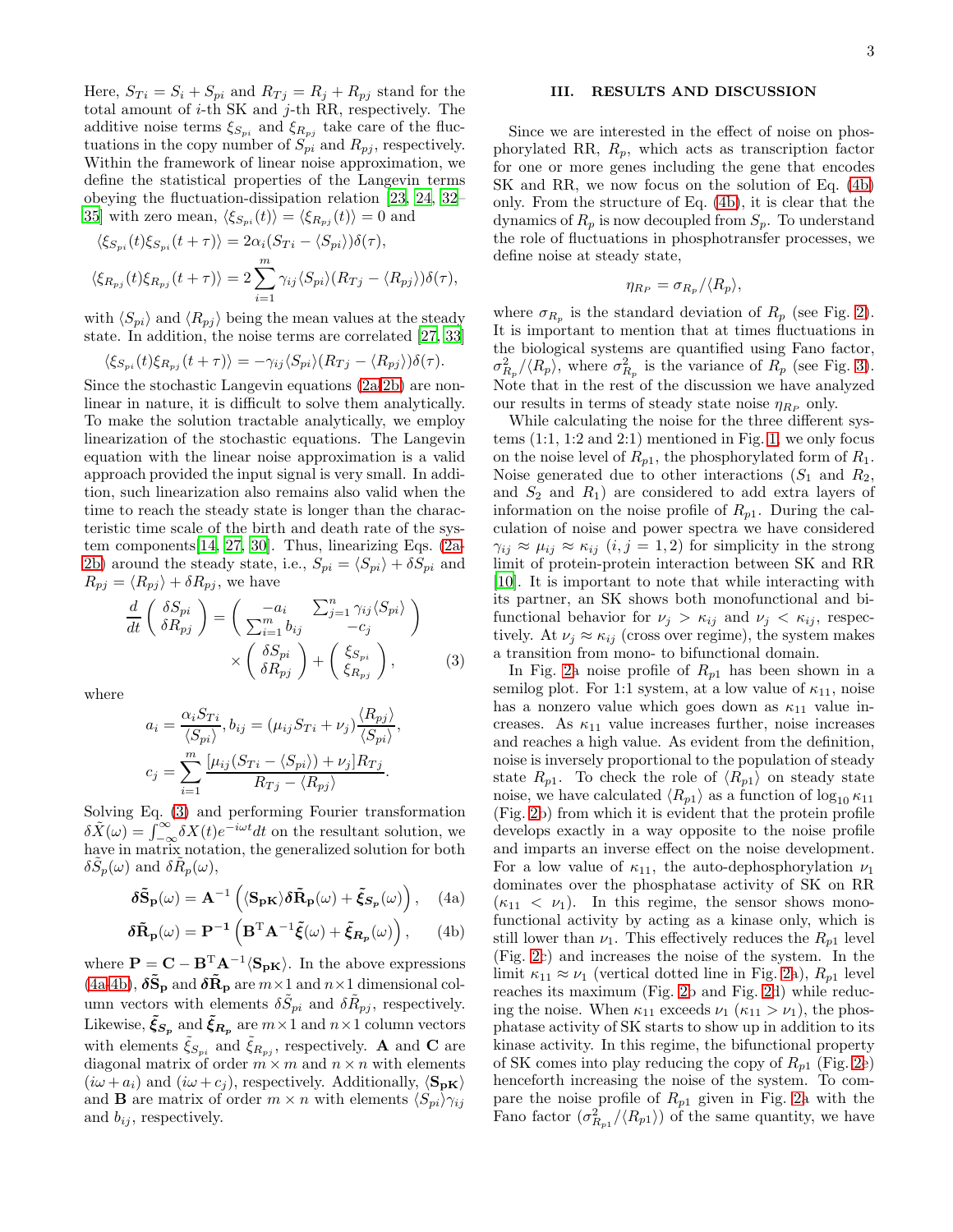Here, $S_{Ti} = S_i + S_{pi}$ and $R_{Tj} = R_j + R_{pj}$ stand for the total amount of $i$-th SK and $j$-th RR, respectively. The additive noise terms $\xi_{S_{pi}}$ and $\xi_{R_{pj}}$ take care of the fluctuations in the copy number of $S_{pi}$ and $R_{pj}$, respectively. Within the framework of linear noise approximation, we define the statistical properties of the Langevin terms obeying the fluctuation-dissipation relation [23, 24, 32–35] with zero mean, $\langle \xi_{S_{pi}}(t)\rangle = \langle \xi_{R_{pj}}(t)\rangle = 0$ and

$$\langle \xi_{S_{pi}}(t)\xi_{S_{pi}}(t+\tau)\rangle = 2\alpha_i(S_{Ti} - \langle S_{pi}\rangle)\delta(\tau),$$

$$\langle \xi_{R_{pj}}(t)\xi_{R_{pj}}(t+\tau)\rangle = 2\sum_{i=1}^{m}\gamma_{ij}\langle S_{pi}\rangle(R_{Tj} - \langle R_{pj}\rangle)\delta(\tau),$$

with $\langle S_{pi}\rangle$ and $\langle R_{pj}\rangle$ being the mean values at the steady state. In addition, the noise terms are correlated [27, 33]

$$\langle \xi_{S_{pi}}(t)\xi_{R_{pj}}(t+\tau)\rangle = -\gamma_{ij}\langle S_{pi}\rangle(R_{Tj} - \langle R_{pj}\rangle)\delta(\tau).$$

Since the stochastic Langevin equations (2a-2b) are nonlinear in nature, it is difficult to solve them analytically. To make the solution tractable analytically, we employ linearization of the stochastic equations. The Langevin equation with the linear noise approximation is a valid approach provided the input signal is very small. In addition, such linearization also remains also valid when the time to reach the steady state is longer than the characteristic time scale of the birth and death rate of the system components[14, 27, 30]. Thus, linearizing Eqs. (2a-2b) around the steady state, i.e., $S_{pi} = \langle S_{pi}\rangle + \delta S_{pi}$ and $R_{pj} = \langle R_{pj}\rangle + \delta R_{pj}$, we have

$$\frac{d}{dt}\begin{pmatrix} \delta S_{pi} \\ \delta R_{pj} \end{pmatrix} = \begin{pmatrix} -a_i & \sum_{j=1}^{n}\gamma_{ij}\langle S_{pi}\rangle \\ \sum_{i=1}^{m} b_{ij} & -c_j \end{pmatrix} \times \begin{pmatrix} \delta S_{pi} \\ \delta R_{pj} \end{pmatrix} + \begin{pmatrix} \xi_{S_{pi}} \\ \xi_{R_{pj}} \end{pmatrix}, \qquad (3)$$

where

$$a_i = \frac{\alpha_i S_{Ti}}{\langle S_{pi}\rangle}, b_{ij} = (\mu_{ij}S_{Ti} + \nu_j)\frac{\langle R_{pj}\rangle}{\langle S_{pi}\rangle},$$

$$c_j = \sum_{i=1}^{m}\frac{[\mu_{ij}(S_{Ti} - \langle S_{pi}\rangle) + \nu_j]R_{Tj}}{R_{Tj} - \langle R_{pj}\rangle}.$$

Solving Eq. (3) and performing Fourier transformation $\delta\tilde{X}(\omega) = \int_{-\infty}^{\infty}\delta X(t)e^{-i\omega t}dt$ on the resultant solution, we have in matrix notation, the generalized solution for both $\delta\tilde{S}_p(\omega)$ and $\delta\tilde{R}_p(\omega)$,

$$\boldsymbol{\delta\tilde{S}_p}(\omega) = \mathbf{A}^{-1}\left(\langle \mathbf{S_{pK}}\rangle\boldsymbol{\delta\tilde{R}_p}(\omega) + \boldsymbol{\tilde{\xi}_{S_p}}(\omega)\right), \qquad (4a)$$

$$\boldsymbol{\delta\tilde{R}_p}(\omega) = \mathbf{P^{-1}}\left(\mathbf{B}^{\mathrm{T}}\mathbf{A}^{-1}\boldsymbol{\tilde{\xi}}(\omega) + \boldsymbol{\tilde{\xi}_{R_p}}(\omega)\right), \qquad (4b)$$

where $\mathbf{P} = \mathbf{C} - \mathbf{B}^{\mathrm{T}}\mathbf{A}^{-1}\langle \mathbf{S_{pK}}\rangle$. In the above expressions (4a-4b), $\boldsymbol{\delta\tilde{S}_p}$ and $\boldsymbol{\delta\tilde{R}_p}$ are $m\times 1$ and $n\times 1$ dimensional column vectors with elements $\delta\tilde{S}_{pi}$ and $\delta\tilde{R}_{pj}$, respectively. Likewise, $\boldsymbol{\tilde{\xi}_{S_p}}$ and $\boldsymbol{\tilde{\xi}_{R_p}}$ are $m\times 1$ and $n\times 1$ column vectors with elements $\tilde{\xi}_{S_{pi}}$ and $\tilde{\xi}_{R_{pj}}$, respectively. $\mathbf{A}$ and $\mathbf{C}$ are diagonal matrix of order $m\times m$ and $n\times n$ with elements $(i\omega + a_i)$ and $(i\omega + c_j)$, respectively. Additionally, $\langle \mathbf{S_{pK}}\rangle$ and $\mathbf{B}$ are matrix of order $m\times n$ with elements $\langle S_{pi}\rangle\gamma_{ij}$ and $b_{ij}$, respectively.

## III. RESULTS AND DISCUSSION

Since we are interested in the effect of noise on phosphorylated RR, $R_p$, which acts as transcription factor for one or more genes including the gene that encodes SK and RR, we now focus on the solution of Eq. (4b) only. From the structure of Eq. (4b), it is clear that the dynamics of $R_p$ is now decoupled from $S_p$. To understand the role of fluctuations in phosphotransfer processes, we define noise at steady state,

$$\eta_{R_P} = \sigma_{R_p}/\langle R_p\rangle,$$

where $\sigma_{R_p}$ is the standard deviation of $R_p$ (see Fig. 2). It is important to mention that at times fluctuations in the biological systems are quantified using Fano factor, $\sigma^2_{R_p}/\langle R_p\rangle$, where $\sigma^2_{R_p}$ is the variance of $R_p$ (see Fig. 3). Note that in the rest of the discussion we have analyzed our results in terms of steady state noise $\eta_{R_P}$ only.

While calculating the noise for the three different systems (1:1, 1:2 and 2:1) mentioned in Fig. 1, we only focus on the noise level of $R_{p1}$, the phosphorylated form of $R_1$. Noise generated due to other interactions ($S_1$ and $R_2$, and $S_2$ and $R_1$) are considered to add extra layers of information on the noise profile of $R_{p1}$. During the calculation of noise and power spectra we have considered $\gamma_{ij} \approx \mu_{ij} \approx \kappa_{ij}$ $(i,j = 1,2)$ for simplicity in the strong limit of protein-protein interaction between SK and RR [10]. It is important to note that while interacting with its partner, an SK shows both monofunctional and bifunctional behavior for $\nu_j > \kappa_{ij}$ and $\nu_j < \kappa_{ij}$, respectively. At $\nu_j \approx \kappa_{ij}$ (cross over regime), the system makes a transition from mono- to bifunctional domain.

In Fig. 2a noise profile of $R_{p1}$ has been shown in a semilog plot. For 1:1 system, at a low value of $\kappa_{11}$, noise has a nonzero value which goes down as $\kappa_{11}$ value increases. As $\kappa_{11}$ value increases further, noise increases and reaches a high value. As evident from the definition, noise is inversely proportional to the population of steady state $R_{p1}$. To check the role of $\langle R_{p1}\rangle$ on steady state noise, we have calculated $\langle R_{p1}\rangle$ as a function of $\log_{10}\kappa_{11}$ (Fig. 2b) from which it is evident that the protein profile develops exactly in a way opposite to the noise profile and imparts an inverse effect on the noise development. For a low value of $\kappa_{11}$, the auto-dephosphorylation $\nu_1$ dominates over the phosphatase activity of SK on RR ($\kappa_{11} < \nu_1$). In this regime, the sensor shows monofunctional activity by acting as a kinase only, which is still lower than $\nu_1$. This effectively reduces the $R_{p1}$ level (Fig. 2c) and increases the noise of the system. In the limit $\kappa_{11} \approx \nu_1$ (vertical dotted line in Fig. 2a), $R_{p1}$ level reaches its maximum (Fig. 2b and Fig. 2d) while reducing the noise. When $\kappa_{11}$ exceeds $\nu_1$ ($\kappa_{11} > \nu_1$), the phosphatase activity of SK starts to show up in addition to its kinase activity. In this regime, the bifunctional property of SK comes into play reducing the copy of $R_{p1}$ (Fig. 2e) henceforth increasing the noise of the system. To compare the noise profile of $R_{p1}$ given in Fig. 2a with the Fano factor ($\sigma^2_{R_{p1}}/\langle R_{p1}\rangle$) of the same quantity, we have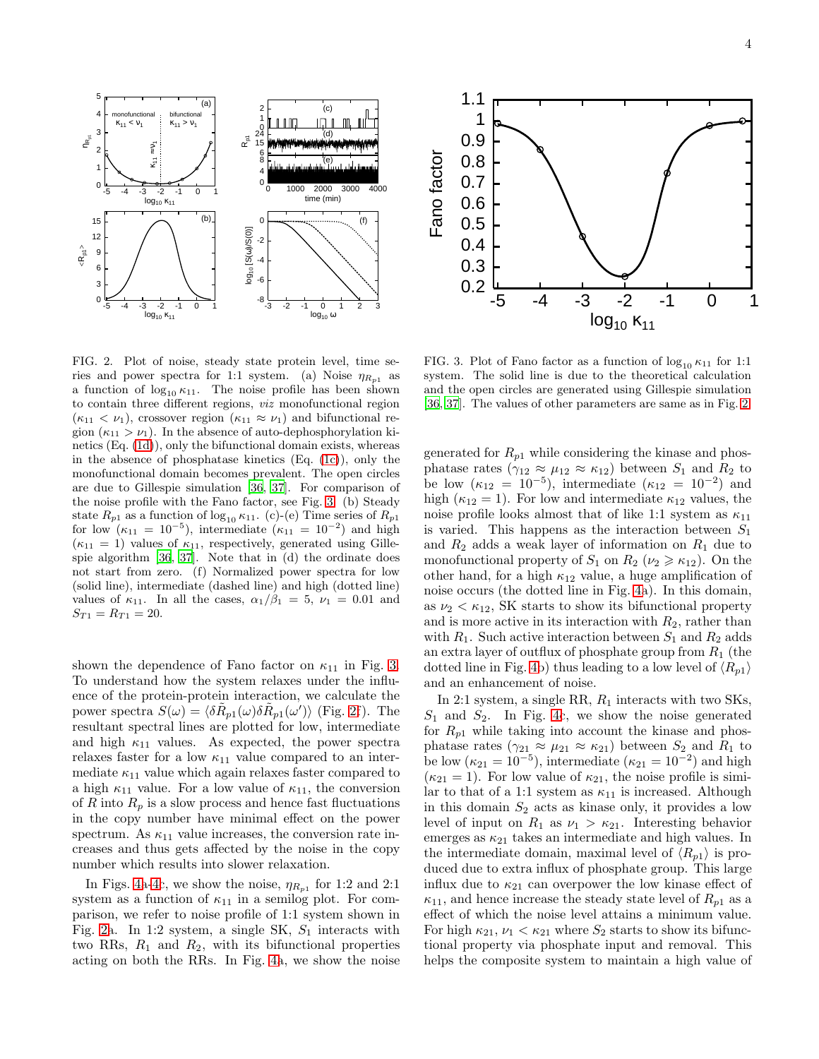FIG. 2. Plot of noise, steady state protein level, time series and power spectra for 1:1 system. (a) Noise $\eta_{R_{p1}}$ as a function of $\log_{10} \kappa_{11}$. The noise profile has been shown to contain three different regions, *viz* monofunctional region ($\kappa_{11} < \nu_1$), crossover region ($\kappa_{11} \approx \nu_1$) and bifunctional region ($\kappa_{11} > \nu_1$). In the absence of auto-dephosphorylation kinetics (Eq. (1d)), only the bifunctional domain exists, whereas in the absence of phosphatase kinetics (Eq. (1c)), only the monofunctional domain becomes prevalent. The open circles are due to Gillespie simulation [36, 37]. For comparison of the noise profile with the Fano factor, see Fig. 3. (b) Steady state $R_{p1}$ as a function of $\log_{10} \kappa_{11}$. (c)-(e) Time series of $R_{p1}$ for low ($\kappa_{11} = 10^{-5}$), intermediate ($\kappa_{11} = 10^{-2}$) and high ($\kappa_{11} = 1$) values of $\kappa_{11}$, respectively, generated using Gillespie algorithm [36, 37]. Note that in (d) the ordinate does not start from zero. (f) Normalized power spectra for low (solid line), intermediate (dashed line) and high (dotted line) values of $\kappa_{11}$. In all the cases, $\alpha_1/\beta_1 = 5$, $\nu_1 = 0.01$ and $S_{T1} = R_{T1} = 20$.

shown the dependence of Fano factor on $\kappa_{11}$ in Fig. 3. To understand how the system relaxes under the influence of the protein-protein interaction, we calculate the power spectra $S(\omega) = \langle \delta\tilde{R}_{p1}(\omega)\delta\tilde{R}_{p1}(\omega')\rangle$ (Fig. 2f). The resultant spectral lines are plotted for low, intermediate and high $\kappa_{11}$ values. As expected, the power spectra relaxes faster for a low $\kappa_{11}$ value compared to an intermediate $\kappa_{11}$ value which again relaxes faster compared to a high $\kappa_{11}$ value. For a low value of $\kappa_{11}$, the conversion of $R$ into $R_p$ is a slow process and hence fast fluctuations in the copy number have minimal effect on the power spectrum. As $\kappa_{11}$ value increases, the conversion rate increases and thus gets affected by the noise in the copy number which results into slower relaxation.

In Figs. 4a-4c, we show the noise, $\eta_{R_{p1}}$ for 1:2 and 2:1 system as a function of $\kappa_{11}$ in a semilog plot. For comparison, we refer to noise profile of 1:1 system shown in Fig. 2a. In 1:2 system, a single SK, $S_1$ interacts with two RRs, $R_1$ and $R_2$, with its bifunctional properties acting on both the RRs. In Fig. 4a, we show the noise

FIG. 3. Plot of Fano factor as a function of $\log_{10} \kappa_{11}$ for 1:1 system. The solid line is due to the theoretical calculation and the open circles are generated using Gillespie simulation [36, 37]. The values of other parameters are same as in Fig. 2.

generated for $R_{p1}$ while considering the kinase and phosphatase rates ($\gamma_{12} \approx \mu_{12} \approx \kappa_{12}$) between $S_1$ and $R_2$ to be low ($\kappa_{12} = 10^{-5}$), intermediate ($\kappa_{12} = 10^{-2}$) and high ($\kappa_{12} = 1$). For low and intermediate $\kappa_{12}$ values, the noise profile looks almost that of like 1:1 system as $\kappa_{11}$ is varied. This happens as the interaction between $S_1$ and $R_2$ adds a weak layer of information on $R_1$ due to monofunctional property of $S_1$ on $R_2$ ($\nu_2 \geqslant \kappa_{12}$). On the other hand, for a high $\kappa_{12}$ value, a huge amplification of noise occurs (the dotted line in Fig. 4a). In this domain, as $\nu_2 < \kappa_{12}$, SK starts to show its bifunctional property and is more active in its interaction with $R_2$, rather than with $R_1$. Such active interaction between $S_1$ and $R_2$ adds an extra layer of outflux of phosphate group from $R_1$ (the dotted line in Fig. 4b) thus leading to a low level of $\langle R_{p1}\rangle$ and an enhancement of noise.

In 2:1 system, a single RR, $R_1$ interacts with two SKs, $S_1$ and $S_2$. In Fig. 4c, we show the noise generated for $R_{p1}$ while taking into account the kinase and phosphatase rates ($\gamma_{21} \approx \mu_{21} \approx \kappa_{21}$) between $S_2$ and $R_1$ to be low ($\kappa_{21} = 10^{-5}$), intermediate ($\kappa_{21} = 10^{-2}$) and high ($\kappa_{21} = 1$). For low value of $\kappa_{21}$, the noise profile is similar to that of a 1:1 system as $\kappa_{11}$ is increased. Although in this domain $S_2$ acts as kinase only, it provides a low level of input on $R_1$ as $\nu_1 > \kappa_{21}$. Interesting behavior emerges as $\kappa_{21}$ takes an intermediate and high values. In the intermediate domain, maximal level of $\langle R_{p1}\rangle$ is produced due to extra influx of phosphate group. This large influx due to $\kappa_{21}$ can overpower the low kinase effect of $\kappa_{11}$, and hence increase the steady state level of $R_{p1}$ as a effect of which the noise level attains a minimum value. For high $\kappa_{21}$, $\nu_1 < \kappa_{21}$ where $S_2$ starts to show its bifunctional property via phosphate input and removal. This helps the composite system to maintain a high value of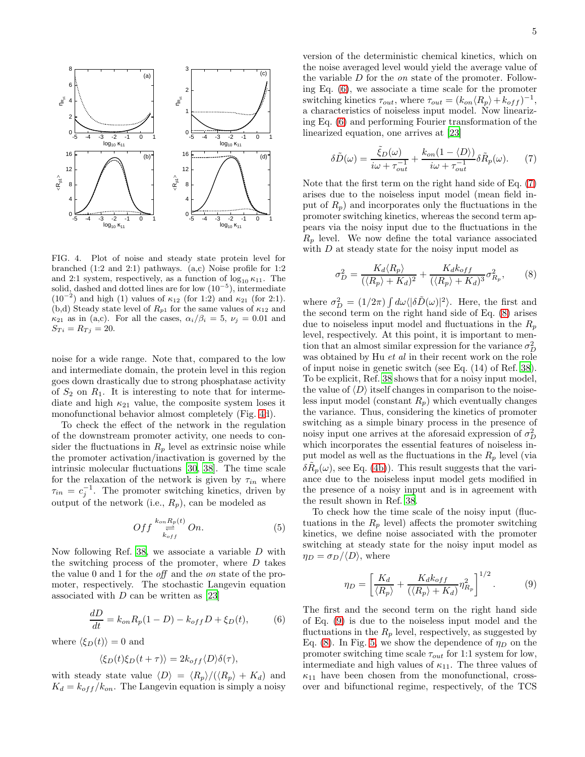FIG. 4. Plot of noise and steady state protein level for branched (1:2 and 2:1) pathways. (a,c) Noise profile for 1:2 and 2:1 system, respectively, as a function of $\log_{10} \kappa_{11}$. The solid, dashed and dotted lines are for low ($10^{-5}$), intermediate ($10^{-2}$) and high (1) values of $\kappa_{12}$ (for 1:2) and $\kappa_{21}$ (for 2:1). (b,d) Steady state level of $R_{p1}$ for the same values of $\kappa_{12}$ and $\kappa_{21}$ as in (a,c). For all the cases, $\alpha_i/\beta_i = 5$, $\nu_j = 0.01$ and $S_{Ti} = R_{Tj} = 20$.

noise for a wide range. Note that, compared to the low and intermediate domain, the protein level in this region goes down drastically due to strong phosphatase activity of $S_2$ on $R_1$. It is interesting to note that for intermediate and high $\kappa_{21}$ value, the composite system loses it monofunctional behavior almost completely (Fig. 4d).

To check the effect of the network in the regulation of the downstream promoter activity, one needs to consider the fluctuations in $R_p$ level as extrinsic noise while the promoter activation/inactivation is governed by the intrinsic molecular fluctuations [30, 38]. The time scale for the relaxation of the network is given by $\tau_{in}$ where $\tau_{in} = c_j^{-1}$. The promoter switching kinetics, driven by output of the network (i.e., $R_p$), can be modeled as

$$Off \underset{k_{off}}{\overset{k_{on} R_p(t)}{\rightleftharpoons}} On. \tag{5}$$

Now following Ref. [38], we associate a variable $D$ with the switching process of the promoter, where $D$ takes the value 0 and 1 for the *off* and the *on* state of the promoter, respectively. The stochastic Langevin equation associated with $D$ can be written as [23]

$$\frac{dD}{dt} = k_{on} R_p (1 - D) - k_{off} D + \xi_D(t), \tag{6}$$

where $\langle \xi_D(t) \rangle = 0$ and

$$\langle \xi_D(t) \xi_D(t+\tau) \rangle = 2 k_{off} \langle D \rangle \delta(\tau),$$

with steady state value $\langle D \rangle = \langle R_p \rangle / (\langle R_p \rangle + K_d)$ and $K_d = k_{off}/k_{on}$. The Langevin equation is simply a noisy version of the deterministic chemical kinetics, which on the noise averaged level would yield the average value of the variable $D$ for the *on* state of the promoter. Following Eq. (6), we associate a time scale for the promoter switching kinetics $\tau_{out}$, where $\tau_{out} = (k_{on}\langle R_p \rangle + k_{off})^{-1}$, a characteristics of noiseless input model. Now linearizing Eq. (6) and performing Fourier transformation of the linearized equation, one arrives at [23]

$$\delta \tilde{D}(\omega) = \frac{\tilde{\xi}_D(\omega)}{i\omega + \tau_{out}^{-1}} + \frac{k_{on}(1 - \langle D \rangle)}{i\omega + \tau_{out}^{-1}} \delta \tilde{R}_p(\omega). \tag{7}$$

Note that the first term on the right hand side of Eq. (7) arises due to the noiseless input model (mean field input of $R_p$) and incorporates only the fluctuations in the promoter switching kinetics, whereas the second term appears via the noisy input due to the fluctuations in the $R_p$ level. We now define the total variance associated with $D$ at steady state for the noisy input model as

$$\sigma_D^2 = \frac{K_d \langle R_p \rangle}{(\langle R_p \rangle + K_d)^2} + \frac{K_d k_{off}}{(\langle R_p \rangle + K_d)^3} \sigma_{R_p}^2, \tag{8}$$

where $\sigma_D^2 = (1/2\pi) \int d\omega \langle |\delta \tilde{D}(\omega)|^2 \rangle$. Here, the first and the second term on the right hand side of Eq. (8) arises due to noiseless input model and fluctuations in the $R_p$ level, respectively. At this point, it is important to mention that an almost similar expression for the variance $\sigma_D^2$ was obtained by Hu *et al* in their recent work on the role of input noise in genetic switch (see Eq. (14) of Ref. 38). To be explicit, Ref. 38 shows that for a noisy input model, the value of $\langle D \rangle$ itself changes in comparison to the noiseless input model (constant $R_p$) which eventually changes the variance. Thus, considering the kinetics of promoter switching as a simple binary process in the presence of noisy input one arrives at the aforesaid expression of $\sigma_D^2$ which incorporates the essential features of noiseless input model as well as the fluctuations in the $R_p$ level (via $\delta \tilde{R}_p(\omega)$, see Eq. (4b)). This result suggests that the variance due to the noiseless input model gets modified in the presence of a noisy input and is in agreement with the result shown in Ref. 38.

To check how the time scale of the noisy input (fluctuations in the $R_p$ level) affects the promoter switching kinetics, we define noise associated with the promoter switching at steady state for the noisy input model as $\eta_D = \sigma_D / \langle D \rangle$, where

$$\eta_D = \left[ \frac{K_d}{\langle R_p \rangle} + \frac{K_d k_{off}}{(\langle R_p \rangle + K_d)} \eta_{R_p}^2 \right]^{1/2}. \tag{9}$$

The first and the second term on the right hand side of Eq. (9) is due to the noiseless input model and the fluctuations in the $R_p$ level, respectively, as suggested by Eq. (8). In Fig. 5, we show the dependence of $\eta_D$ on the promoter switching time scale $\tau_{out}$ for 1:1 system for low, intermediate and high values of $\kappa_{11}$. The three values of $\kappa_{11}$ have been chosen from the monofunctional, cross-over and bifunctional regime, respectively, of the TCS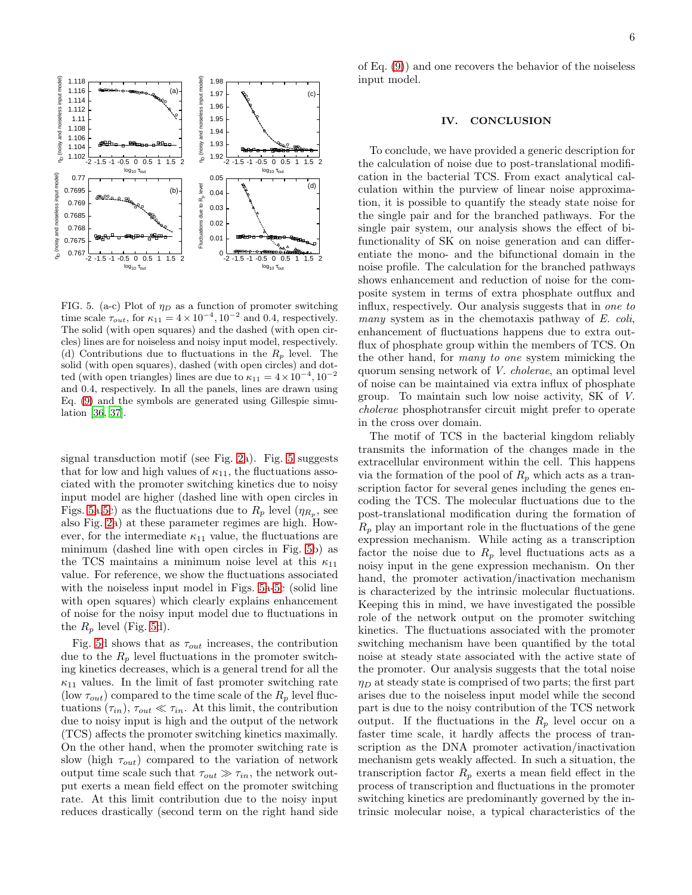FIG. 5. (a-c) Plot of $\eta_D$ as a function of promoter switching time scale $\tau_{out}$, for $\kappa_{11} = 4 \times 10^{-4}, 10^{-2}$ and 0.4, respectively. The solid (with open squares) and the dashed (with open circles) lines are for noiseless and noisy input model, respectively. (d) Contributions due to fluctuations in the $R_p$ level. The solid (with open squares), dashed (with open circles) and dotted (with open triangles) lines are due to $\kappa_{11} = 4 \times 10^{-4}, 10^{-2}$ and 0.4, respectively. In all the panels, lines are drawn using Eq. (9) and the symbols are generated using Gillespie simulation [36, 37].

signal transduction motif (see Fig. 2a). Fig. 5 suggests that for low and high values of $\kappa_{11}$, the fluctuations associated with the promoter switching kinetics due to noisy input model are higher (dashed line with open circles in Figs. 5a,5c) as the fluctuations due to $R_p$ level ($\eta_{R_p}$, see also Fig. 2a) at these parameter regimes are high. However, for the intermediate $\kappa_{11}$ value, the fluctuations are minimum (dashed line with open circles in Fig. 5b) as the TCS maintains a minimum noise level at this $\kappa_{11}$ value. For reference, we show the fluctuations associated with the noiseless input model in Figs. 5a-5c (solid line with open squares) which clearly explains enhancement of noise for the noisy input model due to fluctuations in the $R_p$ level (Fig. 5d).

Fig. 5d shows that as $\tau_{out}$ increases, the contribution due to the $R_p$ level fluctuations in the promoter switching kinetics decreases, which is a general trend for all the $\kappa_{11}$ values. In the limit of fast promoter switching rate (low $\tau_{out}$) compared to the time scale of the $R_p$ level fluctuations ($\tau_{in}$), $\tau_{out} \ll \tau_{in}$. At this limit, the contribution due to noisy input is high and the output of the network (TCS) affects the promoter switching kinetics maximally. On the other hand, when the promoter switching rate is slow (high $\tau_{out}$) compared to the variation of network output time scale such that $\tau_{out} \gg \tau_{in}$, the network output exerts a mean field effect on the promoter switching rate. At this limit contribution due to the noisy input reduces drastically (second term on the right hand side of Eq. (9)) and one recovers the behavior of the noiseless input model.

## IV. CONCLUSION

To conclude, we have provided a generic description for the calculation of noise due to post-translational modification in the bacterial TCS. From exact analytical calculation within the purview of linear noise approximation, it is possible to quantify the steady state noise for the single pair and for the branched pathways. For the single pair system, our analysis shows the effect of bifunctionality of SK on noise generation and can differentiate the mono- and the bifunctional domain in the noise profile. The calculation for the branched pathways shows enhancement and reduction of noise for the composite system in terms of extra phosphate outflux and influx, respectively. Our analysis suggests that in *one to many* system as in the chemotaxis pathway of *E. coli*, enhancement of fluctuations happens due to extra outflux of phosphate group within the members of TCS. On the other hand, for *many to one* system mimicking the quorum sensing network of *V. cholerae*, an optimal level of noise can be maintained via extra influx of phosphate group. To maintain such low noise activity, SK of *V. cholerae* phosphotransfer circuit might prefer to operate in the cross over domain.

The motif of TCS in the bacterial kingdom reliably transmits the information of the changes made in the extracellular environment within the cell. This happens via the formation of the pool of $R_p$ which acts as a transcription factor for several genes including the genes encoding the TCS. The molecular fluctuations due to the post-translational modification during the formation of $R_p$ play an important role in the fluctuations of the gene expression mechanism. While acting as a transcription factor the noise due to $R_p$ level fluctuations acts as a noisy input in the gene expression mechanism. On ther hand, the promoter activation/inactivation mechanism is characterized by the intrinsic molecular fluctuations. Keeping this in mind, we have investigated the possible role of the network output on the promoter switching kinetics. The fluctuations associated with the promoter switching mechanism have been quantified by the total noise at steady state associated with the active state of the promoter. Our analysis suggests that the total noise $\eta_D$ at steady state is comprised of two parts; the first part arises due to the noiseless input model while the second part is due to the noisy contribution of the TCS network output. If the fluctuations in the $R_p$ level occur on a faster time scale, it hardly affects the process of transcription as the DNA promoter activation/inactivation mechanism gets weakly affected. In such a situation, the transcription factor $R_p$ exerts a mean field effect in the process of transcription and fluctuations in the promoter switching kinetics are predominantly governed by the intrinsic molecular noise, a typical characteristics of the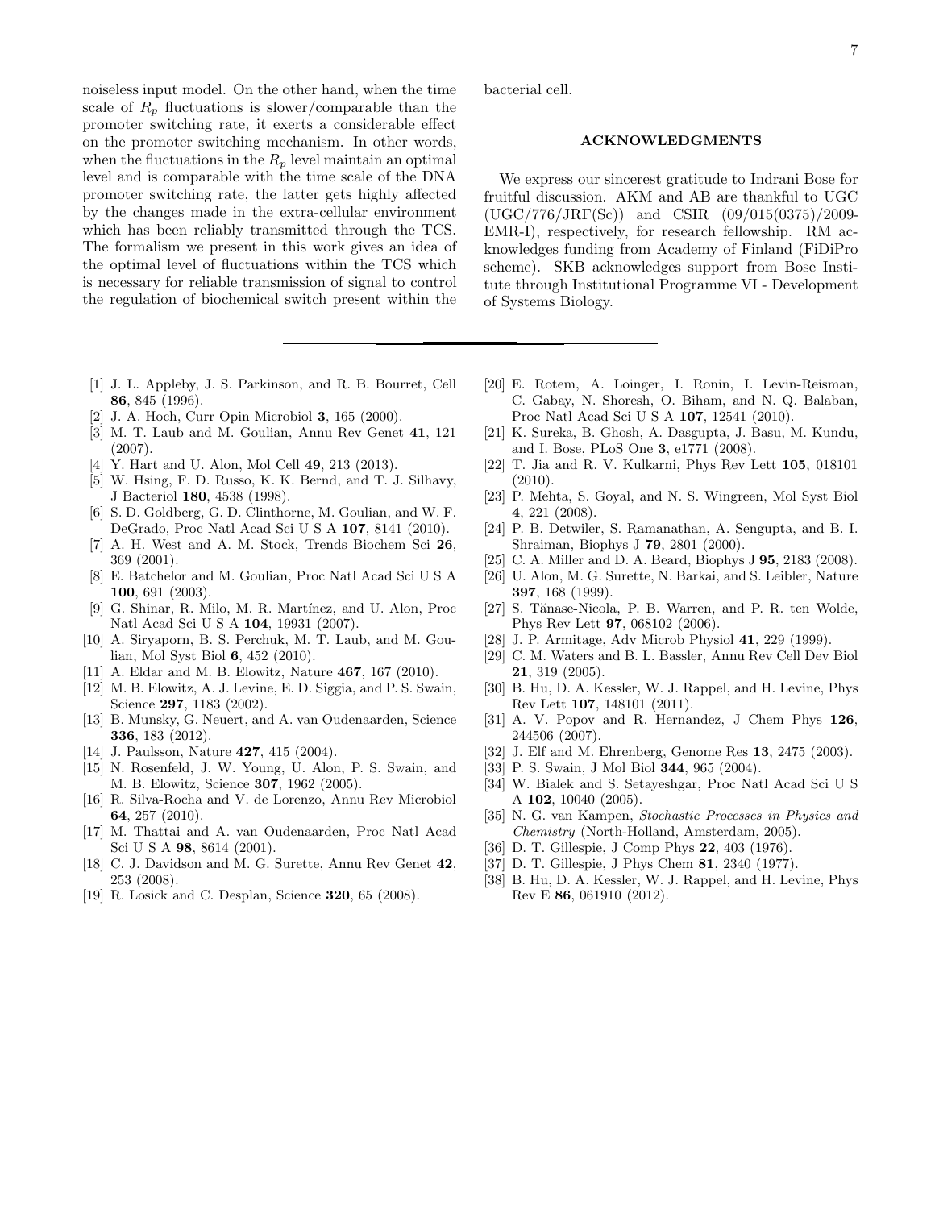noiseless input model. On the other hand, when the time scale of $R_p$ fluctuations is slower/comparable than the promoter switching rate, it exerts a considerable effect on the promoter switching mechanism. In other words, when the fluctuations in the $R_p$ level maintain an optimal level and is comparable with the time scale of the DNA promoter switching rate, the latter gets highly affected by the changes made in the extra-cellular environment which has been reliably transmitted through the TCS. The formalism we present in this work gives an idea of the optimal level of fluctuations within the TCS which is necessary for reliable transmission of signal to control the regulation of biochemical switch present within the bacterial cell.

## ACKNOWLEDGMENTS

We express our sincerest gratitude to Indrani Bose for fruitful discussion. AKM and AB are thankful to UGC (UGC/776/JRF(Sc)) and CSIR (09/015(0375)/2009-EMR-I), respectively, for research fellowship. RM acknowledges funding from Academy of Finland (FiDiPro scheme). SKB acknowledges support from Bose Institute through Institutional Programme VI - Development of Systems Biology.

---

[1] J. L. Appleby, J. S. Parkinson, and R. B. Bourret, Cell **86**, 845 (1996).

[2] J. A. Hoch, Curr Opin Microbiol **3**, 165 (2000).

[3] M. T. Laub and M. Goulian, Annu Rev Genet **41**, 121 (2007).

[4] Y. Hart and U. Alon, Mol Cell **49**, 213 (2013).

[5] W. Hsing, F. D. Russo, K. K. Bernd, and T. J. Silhavy, J Bacteriol **180**, 4538 (1998).

[6] S. D. Goldberg, G. D. Clinthorne, M. Goulian, and W. F. DeGrado, Proc Natl Acad Sci U S A **107**, 8141 (2010).

[7] A. H. West and A. M. Stock, Trends Biochem Sci **26**, 369 (2001).

[8] E. Batchelor and M. Goulian, Proc Natl Acad Sci U S A **100**, 691 (2003).

[9] G. Shinar, R. Milo, M. R. Martínez, and U. Alon, Proc Natl Acad Sci U S A **104**, 19931 (2007).

[10] A. Siryaporn, B. S. Perchuk, M. T. Laub, and M. Goulian, Mol Syst Biol **6**, 452 (2010).

[11] A. Eldar and M. B. Elowitz, Nature **467**, 167 (2010).

[12] M. B. Elowitz, A. J. Levine, E. D. Siggia, and P. S. Swain, Science **297**, 1183 (2002).

[13] B. Munsky, G. Neuert, and A. van Oudenaarden, Science **336**, 183 (2012).

[14] J. Paulsson, Nature **427**, 415 (2004).

[15] N. Rosenfeld, J. W. Young, U. Alon, P. S. Swain, and M. B. Elowitz, Science **307**, 1962 (2005).

[16] R. Silva-Rocha and V. de Lorenzo, Annu Rev Microbiol **64**, 257 (2010).

[17] M. Thattai and A. van Oudenaarden, Proc Natl Acad Sci U S A **98**, 8614 (2001).

[18] C. J. Davidson and M. G. Surette, Annu Rev Genet **42**, 253 (2008).

[19] R. Losick and C. Desplan, Science **320**, 65 (2008).

[20] E. Rotem, A. Loinger, I. Ronin, I. Levin-Reisman, C. Gabay, N. Shoresh, O. Biham, and N. Q. Balaban, Proc Natl Acad Sci U S A **107**, 12541 (2010).

[21] K. Sureka, B. Ghosh, A. Dasgupta, J. Basu, M. Kundu, and I. Bose, PLoS One **3**, e1771 (2008).

[22] T. Jia and R. V. Kulkarni, Phys Rev Lett **105**, 018101 (2010).

[23] P. Mehta, S. Goyal, and N. S. Wingreen, Mol Syst Biol **4**, 221 (2008).

[24] P. B. Detwiler, S. Ramanathan, A. Sengupta, and B. I. Shraiman, Biophys J **79**, 2801 (2000).

[25] C. A. Miller and D. A. Beard, Biophys J **95**, 2183 (2008).

[26] U. Alon, M. G. Surette, N. Barkai, and S. Leibler, Nature **397**, 168 (1999).

[27] S. Tănase-Nicola, P. B. Warren, and P. R. ten Wolde, Phys Rev Lett **97**, 068102 (2006).

[28] J. P. Armitage, Adv Microb Physiol **41**, 229 (1999).

[29] C. M. Waters and B. L. Bassler, Annu Rev Cell Dev Biol **21**, 319 (2005).

[30] B. Hu, D. A. Kessler, W. J. Rappel, and H. Levine, Phys Rev Lett **107**, 148101 (2011).

[31] A. V. Popov and R. Hernandez, J Chem Phys **126**, 244506 (2007).

[32] J. Elf and M. Ehrenberg, Genome Res **13**, 2475 (2003).

[33] P. S. Swain, J Mol Biol **344**, 965 (2004).

[34] W. Bialek and S. Setayeshgar, Proc Natl Acad Sci U S A **102**, 10040 (2005).

[35] N. G. van Kampen, *Stochastic Processes in Physics and Chemistry* (North-Holland, Amsterdam, 2005).

[36] D. T. Gillespie, J Comp Phys **22**, 403 (1976).

[37] D. T. Gillespie, J Phys Chem **81**, 2340 (1977).

[38] B. Hu, D. A. Kessler, W. J. Rappel, and H. Levine, Phys Rev E **86**, 061910 (2012).